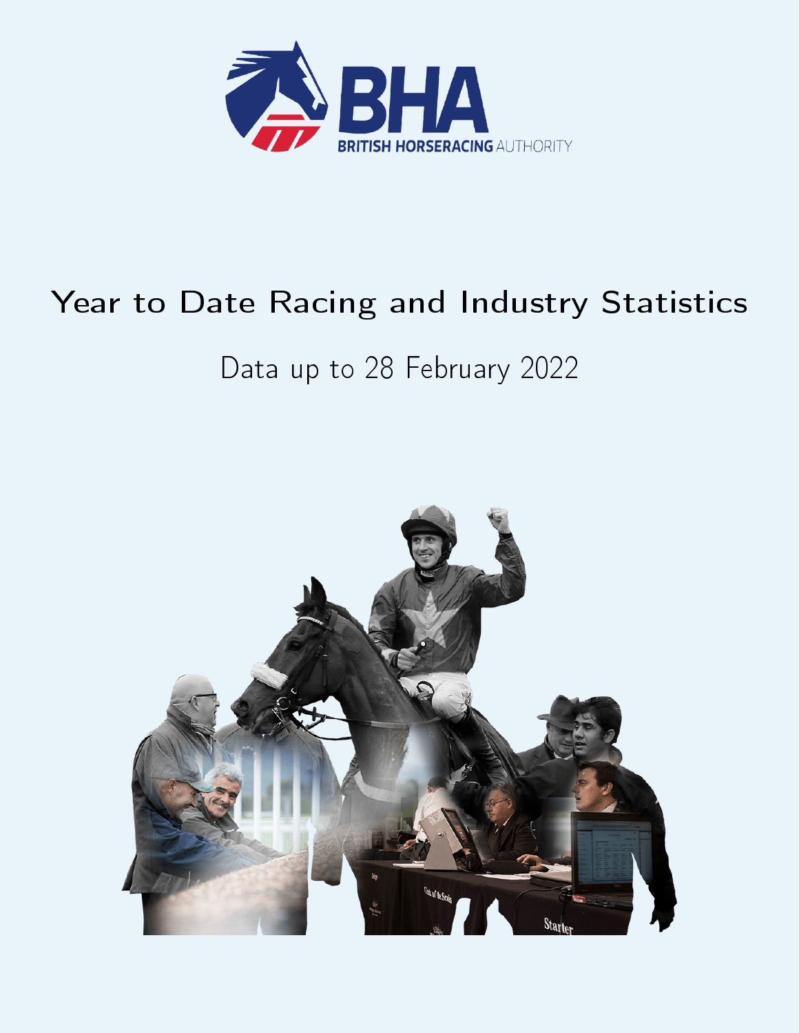BHA

BRITISH HORSERACING AUTHORITY

# Year to Date Racing and Industry Statistics

## Data up to 28 February 2022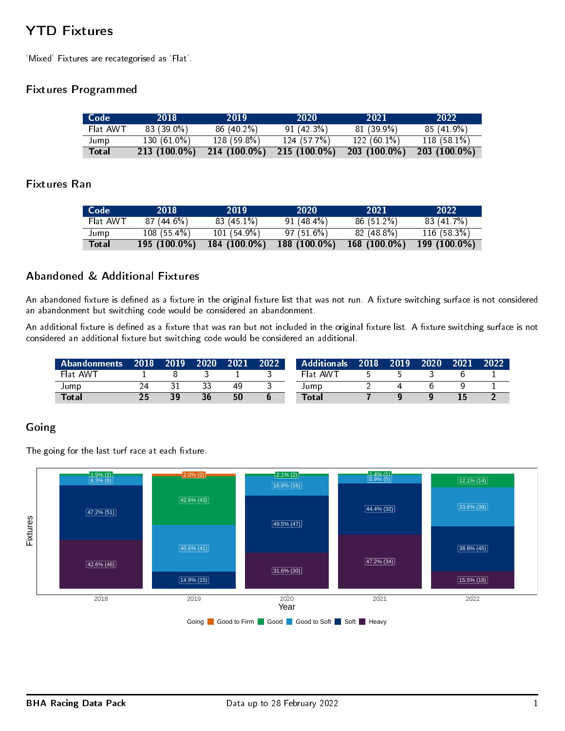# YTD Fixtures

'Mixed' Fixtures are recategorised as 'Flat'.

## Fixtures Programmed

| Code | 2018 | 2019 | 2020 | 2021 | 2022 |
|---|---|---|---|---|---|
| Flat AWT | 83 (39.0%) | 86 (40.2%) | 91 (42.3%) | 81 (39.9%) | 85 (41.9%) |
| Jump | 130 (61.0%) | 128 (59.8%) | 124 (57.7%) | 122 (60.1%) | 118 (58.1%) |
| **Total** | **213 (100.0%)** | **214 (100.0%)** | **215 (100.0%)** | **203 (100.0%)** | **203 (100.0%)** |

## Fixtures Ran

| Code | 2018 | 2019 | 2020 | 2021 | 2022 |
|---|---|---|---|---|---|
| Flat AWT | 87 (44.6%) | 83 (45.1%) | 91 (48.4%) | 86 (51.2%) | 83 (41.7%) |
| Jump | 108 (55.4%) | 101 (54.9%) | 97 (51.6%) | 82 (48.8%) | 116 (58.3%) |
| **Total** | **195 (100.0%)** | **184 (100.0%)** | **188 (100.0%)** | **168 (100.0%)** | **199 (100.0%)** |

## Abandoned & Additional Fixtures

An abandoned fixture is defined as a fixture in the original fixture list that was not run. A fixture switching surface is not considered an abandonment but switching code would be considered an abandonment.

An additional fixture is defined as a fixture that was ran but not included in the original fixture list. A fixture switching surface is not considered an additional fixture but switching code would be considered an additional.

| Abandonments | 2018 | 2019 | 2020 | 2021 | 2022 |
|---|---|---|---|---|---|
| Flat AWT | 1 | 8 | 3 | 1 | 3 |
| Jump | 24 | 31 | 33 | 49 | 3 |
| **Total** | **25** | **39** | **36** | **50** | **6** |

| Additionals | 2018 | 2019 | 2020 | 2021 | 2022 |
|---|---|---|---|---|---|
| Flat AWT | 5 | 5 | 3 | 6 | 1 |
| Jump | 2 | 4 | 6 | 9 | 1 |
| **Total** | **7** | **9** | **9** | **15** | **2** |

## Going

The going for the last turf race at each fixture.

| Year | Good to Firm | Good | Good to Soft | Soft | Heavy |
|---|---|---|---|---|---|
| 2018 | | 1.9% (2) | 8.3% (9) | 47.2% (51) | 42.6% (46) |
| 2019 | 2.0% (2) | 42.6% (43) | 40.6% (41) | 14.9% (15) | |
| 2020 | | 2.1% (2) | 16.8% (16) | 49.5% (47) | 31.6% (30) |
| 2021 | | 1.4% (1) | 6.9% (5) | 44.4% (32) | 47.2% (34) |
| 2022 | | 12.1% (14) | 33.6% (39) | 38.8% (45) | 15.5% (18) |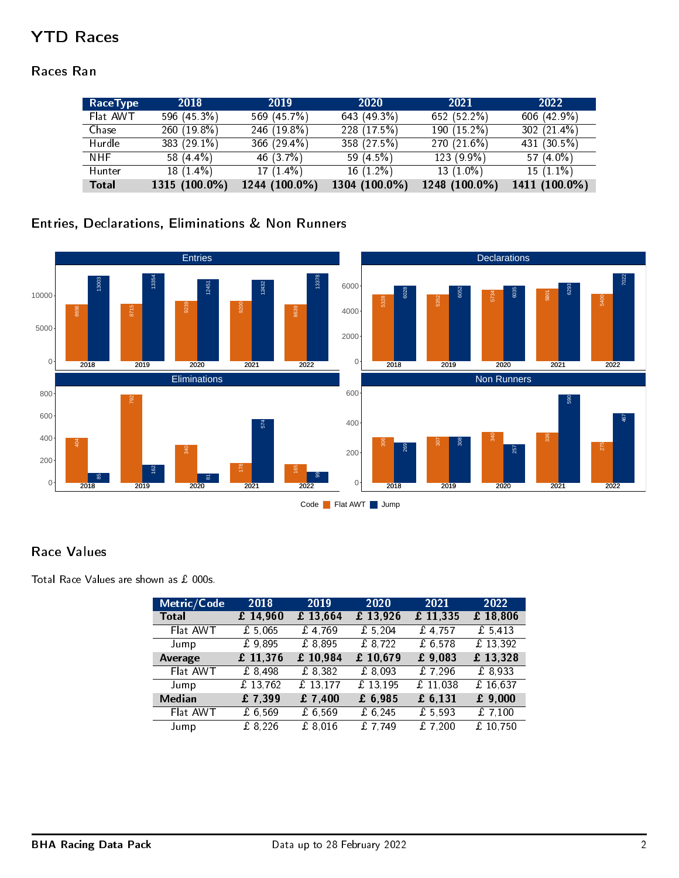# YTD Races

## Races Ran

| RaceType | 2018 | 2019 | 2020 | 2021 | 2022 |
|---|---|---|---|---|---|
| Flat AWT | 596 (45.3%) | 569 (45.7%) | 643 (49.3%) | 652 (52.2%) | 606 (42.9%) |
| Chase | 260 (19.8%) | 246 (19.8%) | 228 (17.5%) | 190 (15.2%) | 302 (21.4%) |
| Hurdle | 383 (29.1%) | 366 (29.4%) | 358 (27.5%) | 270 (21.6%) | 431 (30.5%) |
| NHF | 58 (4.4%) | 46 (3.7%) | 59 (4.5%) | 123 (9.9%) | 57 (4.0%) |
| Hunter | 18 (1.4%) | 17 (1.4%) | 16 (1.2%) | 13 (1.0%) | 15 (1.1%) |
| **Total** | **1315 (100.0%)** | **1244 (100.0%)** | **1304 (100.0%)** | **1248 (100.0%)** | **1411 (100.0%)** |

## Entries, Declarations, Eliminations & Non Runners

**Entries**

| Year | Flat AWT | Jump |
|---|---|---|
| 2018 | 8656 | 13003 |
| 2019 | 8715 | 13354 |
| 2020 | 9239 | 12451 |
| 2021 | 9200 | 12432 |
| 2022 | 8639 | 13378 |

**Declarations**

| Year | Flat AWT | Jump |
|---|---|---|
| 2018 | 5328 | 6028 |
| 2019 | 5352 | 6052 |
| 2020 | 5734 | 6035 |
| 2021 | 5801 | 6293 |
| 2022 | 5400 | 7022 |

**Eliminations**

| Year | Flat AWT | Jump |
|---|---|---|
| 2018 | 404 | 85 |
| 2019 | 792 | 162 |
| 2020 | 340 | 81 |
| 2021 | 178 | 574 |
| 2022 | 165 | 99 |

**Non Runners**

| Year | Flat AWT | Jump |
|---|---|---|
| 2018 | 306 | 269 |
| 2019 | 307 | 308 |
| 2020 | 340 | 257 |
| 2021 | 336 | 590 |
| 2022 | 275 | 467 |

Code: Flat AWT, Jump

## Race Values

Total Race Values are shown as £ 000s.

| Metric/Code | 2018 | 2019 | 2020 | 2021 | 2022 |
|---|---|---|---|---|---|
| **Total** | **£ 14,960** | **£ 13,664** | **£ 13,926** | **£ 11,335** | **£ 18,806** |
| Flat AWT | £ 5,065 | £ 4,769 | £ 5,204 | £ 4,757 | £ 5,413 |
| Jump | £ 9,895 | £ 8,895 | £ 8,722 | £ 6,578 | £ 13,392 |
| **Average** | **£ 11,376** | **£ 10,984** | **£ 10,679** | **£ 9,083** | **£ 13,328** |
| Flat AWT | £ 8,498 | £ 8,382 | £ 8,093 | £ 7,296 | £ 8,933 |
| Jump | £ 13,762 | £ 13,177 | £ 13,195 | £ 11,038 | £ 16,637 |
| **Median** | **£ 7,399** | **£ 7,400** | **£ 6,985** | **£ 6,131** | **£ 9,000** |
| Flat AWT | £ 6,569 | £ 6,569 | £ 6,245 | £ 5,593 | £ 7,100 |
| Jump | £ 8,226 | £ 8,016 | £ 7,749 | £ 7,200 | £ 10,750 |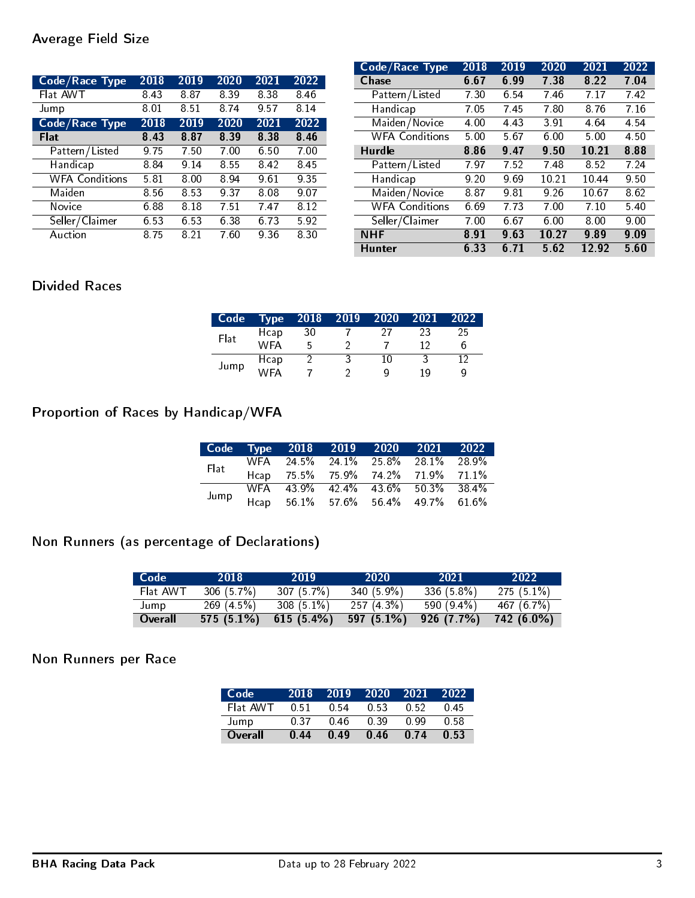## Average Field Size

| Code/Race Type | 2018 | 2019 | 2020 | 2021 | 2022 |
|---|---|---|---|---|---|
| Flat AWT | 8.43 | 8.87 | 8.39 | 8.38 | 8.46 |
| Jump | 8.01 | 8.51 | 8.74 | 9.57 | 8.14 |

| Code/Race Type | 2018 | 2019 | 2020 | 2021 | 2022 |
|---|---|---|---|---|---|
| **Flat** | **8.43** | **8.87** | **8.39** | **8.38** | **8.46** |
| Pattern/Listed | 9.75 | 7.50 | 7.00 | 6.50 | 7.00 |
| Handicap | 8.84 | 9.14 | 8.55 | 8.42 | 8.45 |
| WFA Conditions | 5.81 | 8.00 | 8.94 | 9.61 | 9.35 |
| Maiden | 8.56 | 8.53 | 9.37 | 8.08 | 9.07 |
| Novice | 6.88 | 8.18 | 7.51 | 7.47 | 8.12 |
| Seller/Claimer | 6.53 | 6.53 | 6.38 | 6.73 | 5.92 |
| Auction | 8.75 | 8.21 | 7.60 | 9.36 | 8.30 |

| Code/Race Type | 2018 | 2019 | 2020 | 2021 | 2022 |
|---|---|---|---|---|---|
| **Chase** | **6.67** | **6.99** | **7.38** | **8.22** | **7.04** |
| Pattern/Listed | 7.30 | 6.54 | 7.46 | 7.17 | 7.42 |
| Handicap | 7.05 | 7.45 | 7.80 | 8.76 | 7.16 |
| Maiden/Novice | 4.00 | 4.43 | 3.91 | 4.64 | 4.54 |
| WFA Conditions | 5.00 | 5.67 | 6.00 | 5.00 | 4.50 |
| **Hurdle** | **8.86** | **9.47** | **9.50** | **10.21** | **8.88** |
| Pattern/Listed | 7.97 | 7.52 | 7.48 | 8.52 | 7.24 |
| Handicap | 9.20 | 9.69 | 10.21 | 10.44 | 9.50 |
| Maiden/Novice | 8.87 | 9.81 | 9.26 | 10.67 | 8.62 |
| WFA Conditions | 6.69 | 7.73 | 7.00 | 7.10 | 5.40 |
| Seller/Claimer | 7.00 | 6.67 | 6.00 | 8.00 | 9.00 |
| **NHF** | **8.91** | **9.63** | **10.27** | **9.89** | **9.09** |
| **Hunter** | **6.33** | **6.71** | **5.62** | **12.92** | **5.60** |

## Divided Races

| Code | Type | 2018 | 2019 | 2020 | 2021 | 2022 |
|---|---|---|---|---|---|---|
| Flat | Hcap | 30 | 7 | 27 | 23 | 25 |
| | WFA | 5 | 2 | 7 | 12 | 6 |
| Jump | Hcap | 2 | 3 | 10 | 3 | 12 |
| | WFA | 7 | 2 | 9 | 19 | 9 |

## Proportion of Races by Handicap/WFA

| Code | Type | 2018 | 2019 | 2020 | 2021 | 2022 |
|---|---|---|---|---|---|---|
| Flat | WFA | 24.5% | 24.1% | 25.8% | 28.1% | 28.9% |
| | Hcap | 75.5% | 75.9% | 74.2% | 71.9% | 71.1% |
| Jump | WFA | 43.9% | 42.4% | 43.6% | 50.3% | 38.4% |
| | Hcap | 56.1% | 57.6% | 56.4% | 49.7% | 61.6% |

## Non Runners (as percentage of Declarations)

| Code | 2018 | 2019 | 2020 | 2021 | 2022 |
|---|---|---|---|---|---|
| Flat AWT | 306 (5.7%) | 307 (5.7%) | 340 (5.9%) | 336 (5.8%) | 275 (5.1%) |
| Jump | 269 (4.5%) | 308 (5.1%) | 257 (4.3%) | 590 (9.4%) | 467 (6.7%) |
| **Overall** | **575 (5.1%)** | **615 (5.4%)** | **597 (5.1%)** | **926 (7.7%)** | **742 (6.0%)** |

## Non Runners per Race

| Code | 2018 | 2019 | 2020 | 2021 | 2022 |
|---|---|---|---|---|---|
| Flat AWT | 0.51 | 0.54 | 0.53 | 0.52 | 0.45 |
| Jump | 0.37 | 0.46 | 0.39 | 0.99 | 0.58 |
| **Overall** | **0.44** | **0.49** | **0.46** | **0.74** | **0.53** |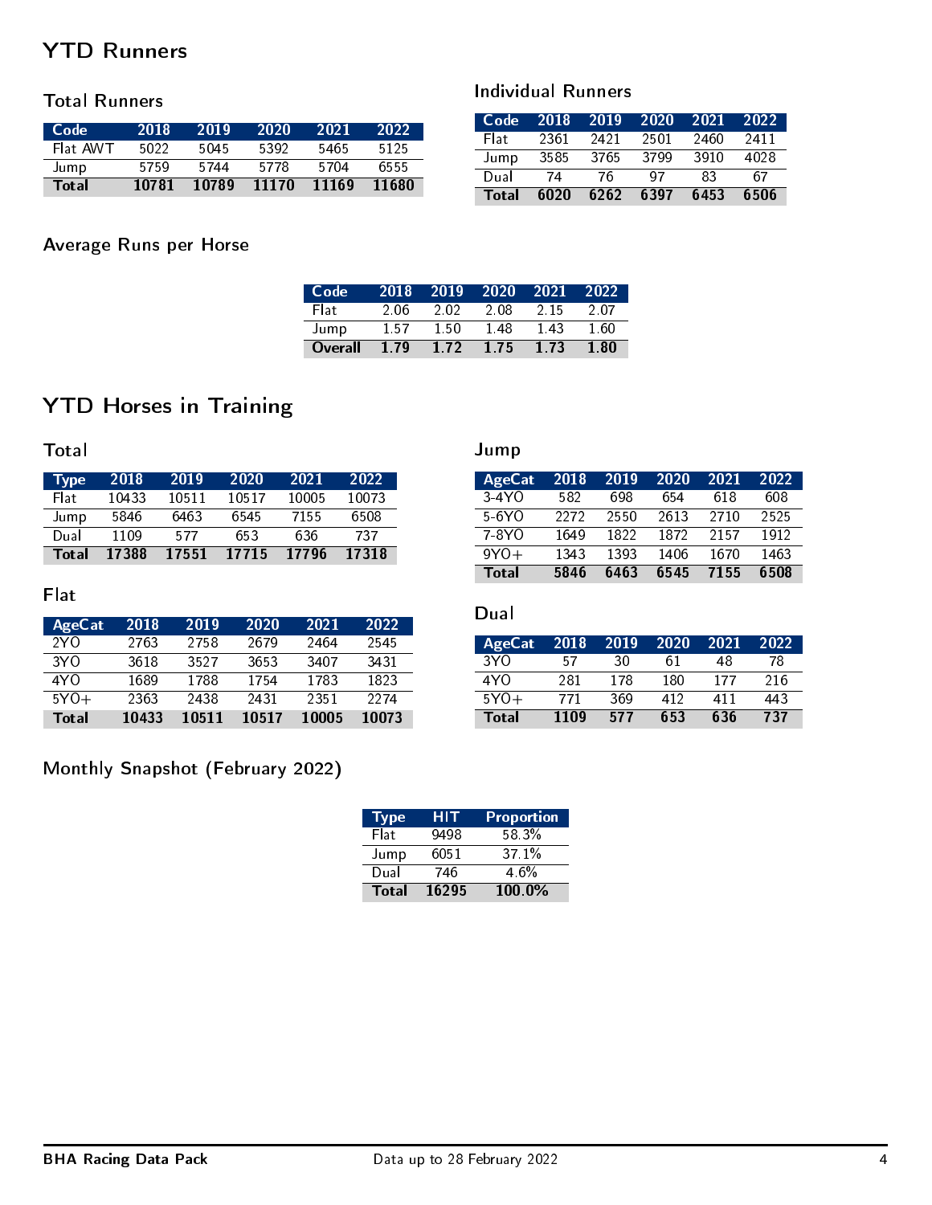# YTD Runners

## Total Runners

| Code | 2018 | 2019 | 2020 | 2021 | 2022 |
|---|---|---|---|---|---|
| Flat AWT | 5022 | 5045 | 5392 | 5465 | 5125 |
| Jump | 5759 | 5744 | 5778 | 5704 | 6555 |
| **Total** | **10781** | **10789** | **11170** | **11169** | **11680** |

## Individual Runners

| Code | 2018 | 2019 | 2020 | 2021 | 2022 |
|---|---|---|---|---|---|
| Flat | 2361 | 2421 | 2501 | 2460 | 2411 |
| Jump | 3585 | 3765 | 3799 | 3910 | 4028 |
| Dual | 74 | 76 | 97 | 83 | 67 |
| **Total** | **6020** | **6262** | **6397** | **6453** | **6506** |

## Average Runs per Horse

| Code | 2018 | 2019 | 2020 | 2021 | 2022 |
|---|---|---|---|---|---|
| Flat | 2.06 | 2.02 | 2.08 | 2.15 | 2.07 |
| Jump | 1.57 | 1.50 | 1.48 | 1.43 | 1.60 |
| **Overall** | **1.79** | **1.72** | **1.75** | **1.73** | **1.80** |

# YTD Horses in Training

## Total

| Type | 2018 | 2019 | 2020 | 2021 | 2022 |
|---|---|---|---|---|---|
| Flat | 10433 | 10511 | 10517 | 10005 | 10073 |
| Jump | 5846 | 6463 | 6545 | 7155 | 6508 |
| Dual | 1109 | 577 | 653 | 636 | 737 |
| **Total** | **17388** | **17551** | **17715** | **17796** | **17318** |

## Flat

| AgeCat | 2018 | 2019 | 2020 | 2021 | 2022 |
|---|---|---|---|---|---|
| 2YO | 2763 | 2758 | 2679 | 2464 | 2545 |
| 3YO | 3618 | 3527 | 3653 | 3407 | 3431 |
| 4YO | 1689 | 1788 | 1754 | 1783 | 1823 |
| 5YO+ | 2363 | 2438 | 2431 | 2351 | 2274 |
| **Total** | **10433** | **10511** | **10517** | **10005** | **10073** |

## Jump

| AgeCat | 2018 | 2019 | 2020 | 2021 | 2022 |
|---|---|---|---|---|---|
| 3-4YO | 582 | 698 | 654 | 618 | 608 |
| 5-6YO | 2272 | 2550 | 2613 | 2710 | 2525 |
| 7-8YO | 1649 | 1822 | 1872 | 2157 | 1912 |
| 9YO+ | 1343 | 1393 | 1406 | 1670 | 1463 |
| **Total** | **5846** | **6463** | **6545** | **7155** | **6508** |

## Dual

| AgeCat | 2018 | 2019 | 2020 | 2021 | 2022 |
|---|---|---|---|---|---|
| 3YO | 57 | 30 | 61 | 48 | 78 |
| 4YO | 281 | 178 | 180 | 177 | 216 |
| 5YO+ | 771 | 369 | 412 | 411 | 443 |
| **Total** | **1109** | **577** | **653** | **636** | **737** |

## Monthly Snapshot (February 2022)

| Type | HIT | Proportion |
|---|---|---|
| Flat | 9498 | 58.3% |
| Jump | 6051 | 37.1% |
| Dual | 746 | 4.6% |
| **Total** | **16295** | **100.0%** |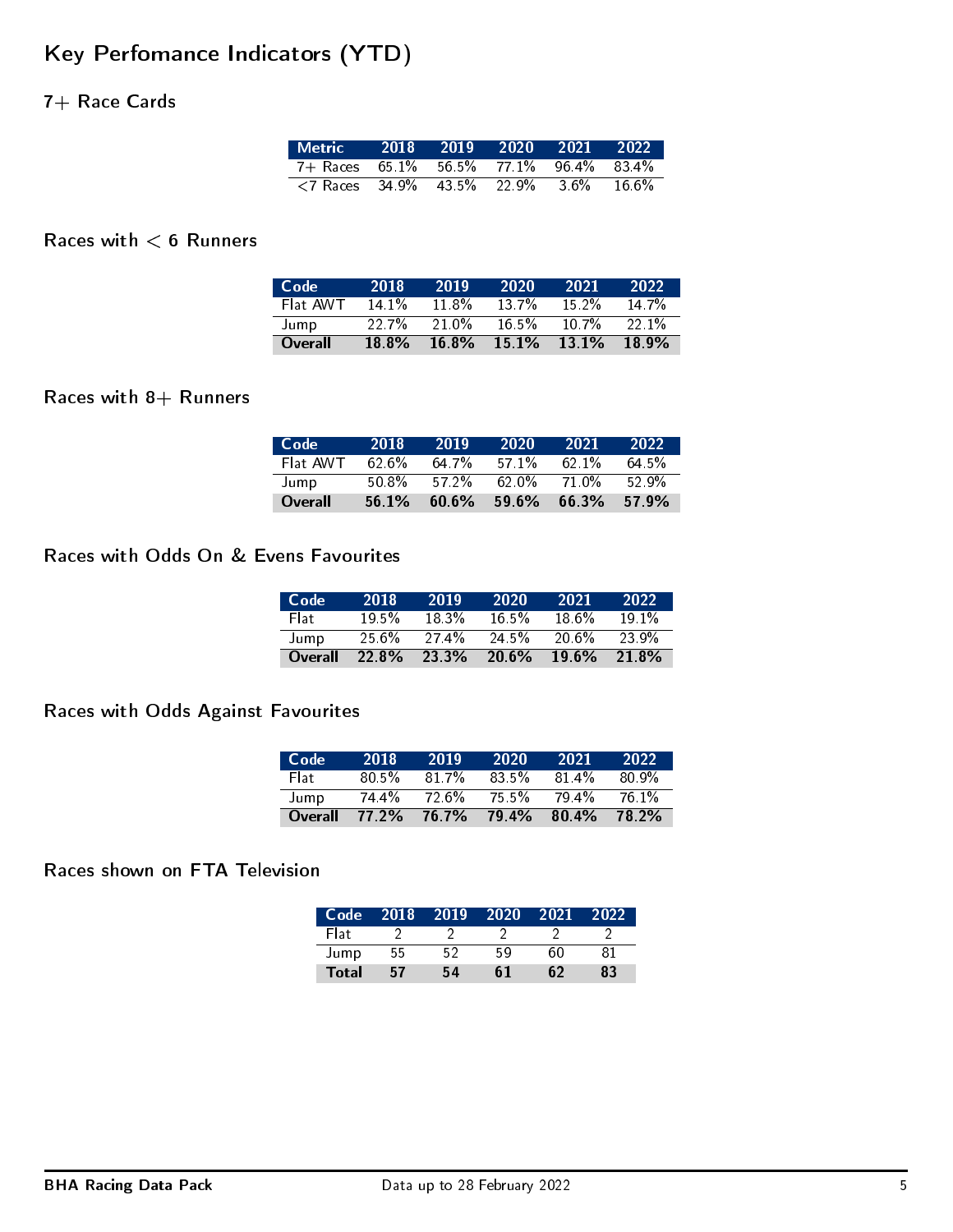# Key Perfomance Indicators (YTD)

## 7+ Race Cards

| Metric | 2018 | 2019 | 2020 | 2021 | 2022 |
|---|---|---|---|---|---|
| 7+ Races | 65.1% | 56.5% | 77.1% | 96.4% | 83.4% |
| <7 Races | 34.9% | 43.5% | 22.9% | 3.6% | 16.6% |

## Races with < 6 Runners

| Code | 2018 | 2019 | 2020 | 2021 | 2022 |
|---|---|---|---|---|---|
| Flat AWT | 14.1% | 11.8% | 13.7% | 15.2% | 14.7% |
| Jump | 22.7% | 21.0% | 16.5% | 10.7% | 22.1% |
| **Overall** | **18.8%** | **16.8%** | **15.1%** | **13.1%** | **18.9%** |

## Races with 8+ Runners

| Code | 2018 | 2019 | 2020 | 2021 | 2022 |
|---|---|---|---|---|---|
| Flat AWT | 62.6% | 64.7% | 57.1% | 62.1% | 64.5% |
| Jump | 50.8% | 57.2% | 62.0% | 71.0% | 52.9% |
| **Overall** | **56.1%** | **60.6%** | **59.6%** | **66.3%** | **57.9%** |

## Races with Odds On & Evens Favourites

| Code | 2018 | 2019 | 2020 | 2021 | 2022 |
|---|---|---|---|---|---|
| Flat | 19.5% | 18.3% | 16.5% | 18.6% | 19.1% |
| Jump | 25.6% | 27.4% | 24.5% | 20.6% | 23.9% |
| **Overall** | **22.8%** | **23.3%** | **20.6%** | **19.6%** | **21.8%** |

## Races with Odds Against Favourites

| Code | 2018 | 2019 | 2020 | 2021 | 2022 |
|---|---|---|---|---|---|
| Flat | 80.5% | 81.7% | 83.5% | 81.4% | 80.9% |
| Jump | 74.4% | 72.6% | 75.5% | 79.4% | 76.1% |
| **Overall** | **77.2%** | **76.7%** | **79.4%** | **80.4%** | **78.2%** |

## Races shown on FTA Television

| Code | 2018 | 2019 | 2020 | 2021 | 2022 |
|---|---|---|---|---|---|
| Flat | 2 | 2 | 2 | 2 | 2 |
| Jump | 55 | 52 | 59 | 60 | 81 |
| **Total** | **57** | **54** | **61** | **62** | **83** |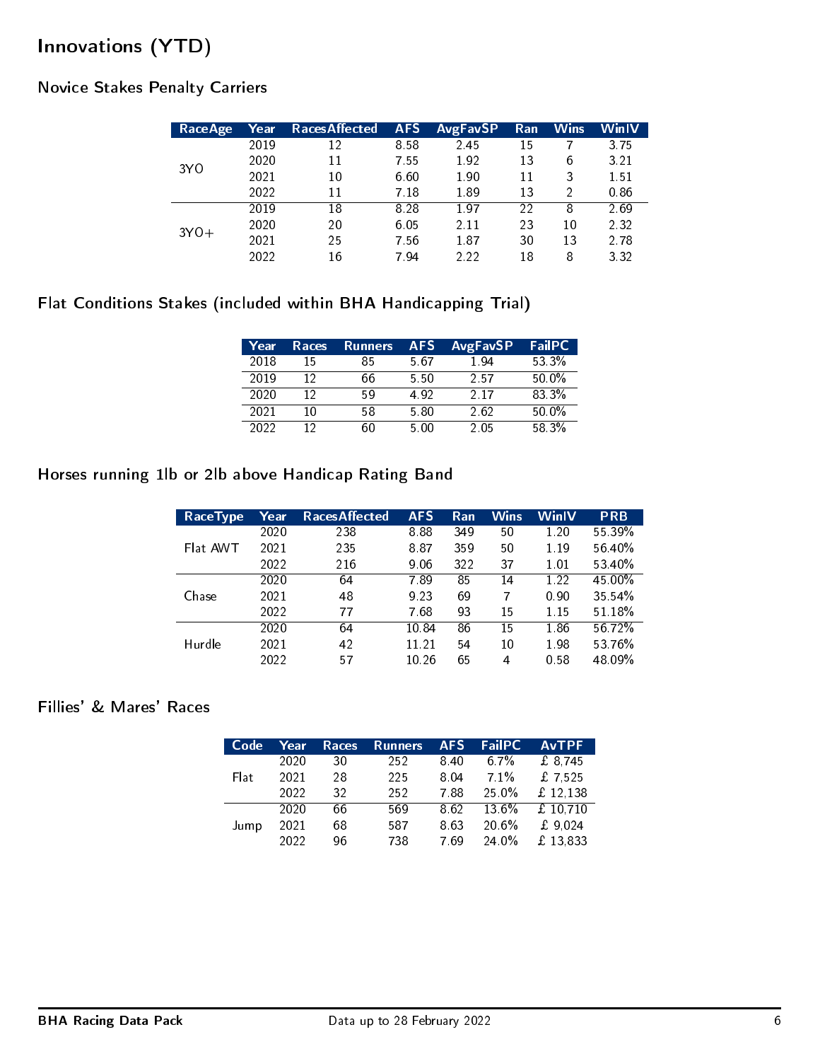# Innovations (YTD)

## Novice Stakes Penalty Carriers

| RaceAge | Year | RacesAffected | AFS | AvgFavSP | Ran | Wins | WinIV |
|---|---|---|---|---|---|---|---|
| 3YO | 2019 | 12 | 8.58 | 2.45 | 15 | 7 | 3.75 |
| | 2020 | 11 | 7.55 | 1.92 | 13 | 6 | 3.21 |
| | 2021 | 10 | 6.60 | 1.90 | 11 | 3 | 1.51 |
| | 2022 | 11 | 7.18 | 1.89 | 13 | 2 | 0.86 |
| 3YO+ | 2019 | 18 | 8.28 | 1.97 | 22 | 8 | 2.69 |
| | 2020 | 20 | 6.05 | 2.11 | 23 | 10 | 2.32 |
| | 2021 | 25 | 7.56 | 1.87 | 30 | 13 | 2.78 |
| | 2022 | 16 | 7.94 | 2.22 | 18 | 8 | 3.32 |

## Flat Conditions Stakes (included within BHA Handicapping Trial)

| Year | Races | Runners | AFS | AvgFavSP | FailPC |
|---|---|---|---|---|---|
| 2018 | 15 | 85 | 5.67 | 1.94 | 53.3% |
| 2019 | 12 | 66 | 5.50 | 2.57 | 50.0% |
| 2020 | 12 | 59 | 4.92 | 2.17 | 83.3% |
| 2021 | 10 | 58 | 5.80 | 2.62 | 50.0% |
| 2022 | 12 | 60 | 5.00 | 2.05 | 58.3% |

## Horses running 1lb or 2lb above Handicap Rating Band

| RaceType | Year | RacesAffected | AFS | Ran | Wins | WinIV | PRB |
|---|---|---|---|---|---|---|---|
| Flat AWT | 2020 | 238 | 8.88 | 349 | 50 | 1.20 | 55.39% |
| | 2021 | 235 | 8.87 | 359 | 50 | 1.19 | 56.40% |
| | 2022 | 216 | 9.06 | 322 | 37 | 1.01 | 53.40% |
| Chase | 2020 | 64 | 7.89 | 85 | 14 | 1.22 | 45.00% |
| | 2021 | 48 | 9.23 | 69 | 7 | 0.90 | 35.54% |
| | 2022 | 77 | 7.68 | 93 | 15 | 1.15 | 51.18% |
| Hurdle | 2020 | 64 | 10.84 | 86 | 15 | 1.86 | 56.72% |
| | 2021 | 42 | 11.21 | 54 | 10 | 1.98 | 53.76% |
| | 2022 | 57 | 10.26 | 65 | 4 | 0.58 | 48.09% |

## Fillies' & Mares' Races

| Code | Year | Races | Runners | AFS | FailPC | AvTPF |
|---|---|---|---|---|---|---|
| Flat | 2020 | 30 | 252 | 8.40 | 6.7% | £ 8,745 |
| | 2021 | 28 | 225 | 8.04 | 7.1% | £ 7,525 |
| | 2022 | 32 | 252 | 7.88 | 25.0% | £ 12,138 |
| Jump | 2020 | 66 | 569 | 8.62 | 13.6% | £ 10,710 |
| | 2021 | 68 | 587 | 8.63 | 20.6% | £ 9,024 |
| | 2022 | 96 | 738 | 7.69 | 24.0% | £ 13,833 |